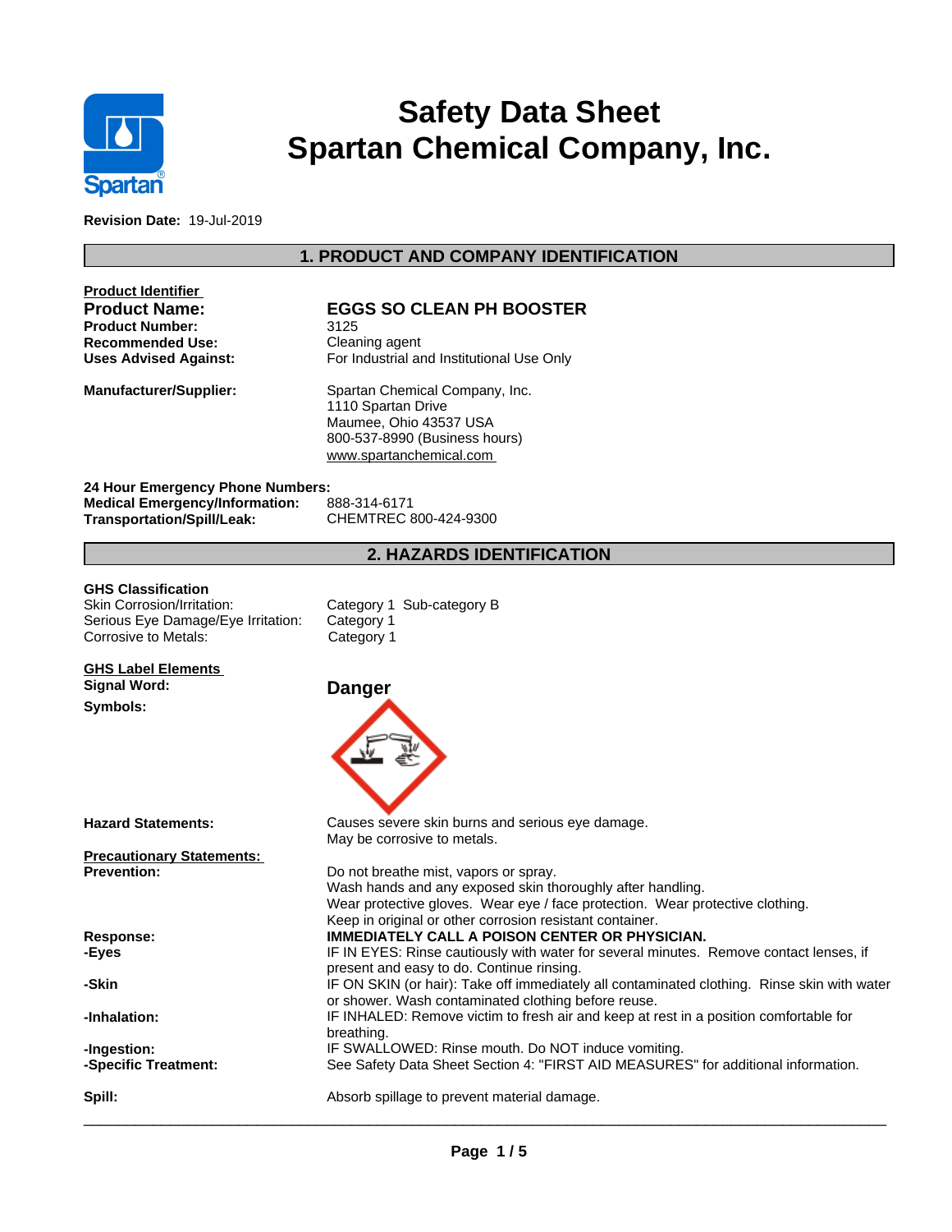# Safety Data Sheet
# Spartan Chemical Company, Inc.

**Revision Date:** 19-Jul-2019

## 1. PRODUCT AND COMPANY IDENTIFICATION

**Product Identifier**

| | |
|---|---|
| **Product Name:** | **EGGS SO CLEAN PH BOOSTER** |
| **Product Number:** | 3125 |
| **Recommended Use:** | Cleaning agent |
| **Uses Advised Against:** | For Industrial and Institutional Use Only |
| **Manufacturer/Supplier:** | Spartan Chemical Company, Inc.<br>1110 Spartan Drive<br>Maumee, Ohio 43537 USA<br>800-537-8990 (Business hours)<br>www.spartanchemical.com |

**24 Hour Emergency Phone Numbers:**

| | |
|---|---|
| **Medical Emergency/Information:** | 888-314-6171 |
| **Transportation/Spill/Leak:** | CHEMTREC 800-424-9300 |

## 2. HAZARDS IDENTIFICATION

**GHS Classification**

| | |
|---|---|
| Skin Corrosion/Irritation: | Category 1 Sub-category B |
| Serious Eye Damage/Eye Irritation: | Category 1 |
| Corrosive to Metals: | Category 1 |

**GHS Label Elements**

**Signal Word:** **Danger**

**Symbols:**

**Hazard Statements:**
Causes severe skin burns and serious eye damage.
May be corrosive to metals.

**Precautionary Statements:**

**Prevention:**
Do not breathe mist, vapors or spray.
Wash hands and any exposed skin thoroughly after handling.
Wear protective gloves. Wear eye / face protection. Wear protective clothing.
Keep in original or other corrosion resistant container.

**Response:** **IMMEDIATELY CALL A POISON CENTER OR PHYSICIAN.**

**-Eyes** IF IN EYES: Rinse cautiously with water for several minutes. Remove contact lenses, if present and easy to do. Continue rinsing.

**-Skin** IF ON SKIN (or hair): Take off immediately all contaminated clothing. Rinse skin with water or shower. Wash contaminated clothing before reuse.

**-Inhalation:** IF INHALED: Remove victim to fresh air and keep at rest in a position comfortable for breathing.

**-Ingestion:** IF SWALLOWED: Rinse mouth. Do NOT induce vomiting.

**-Specific Treatment:** See Safety Data Sheet Section 4: "FIRST AID MEASURES" for additional information.

**Spill:** Absorb spillage to prevent material damage.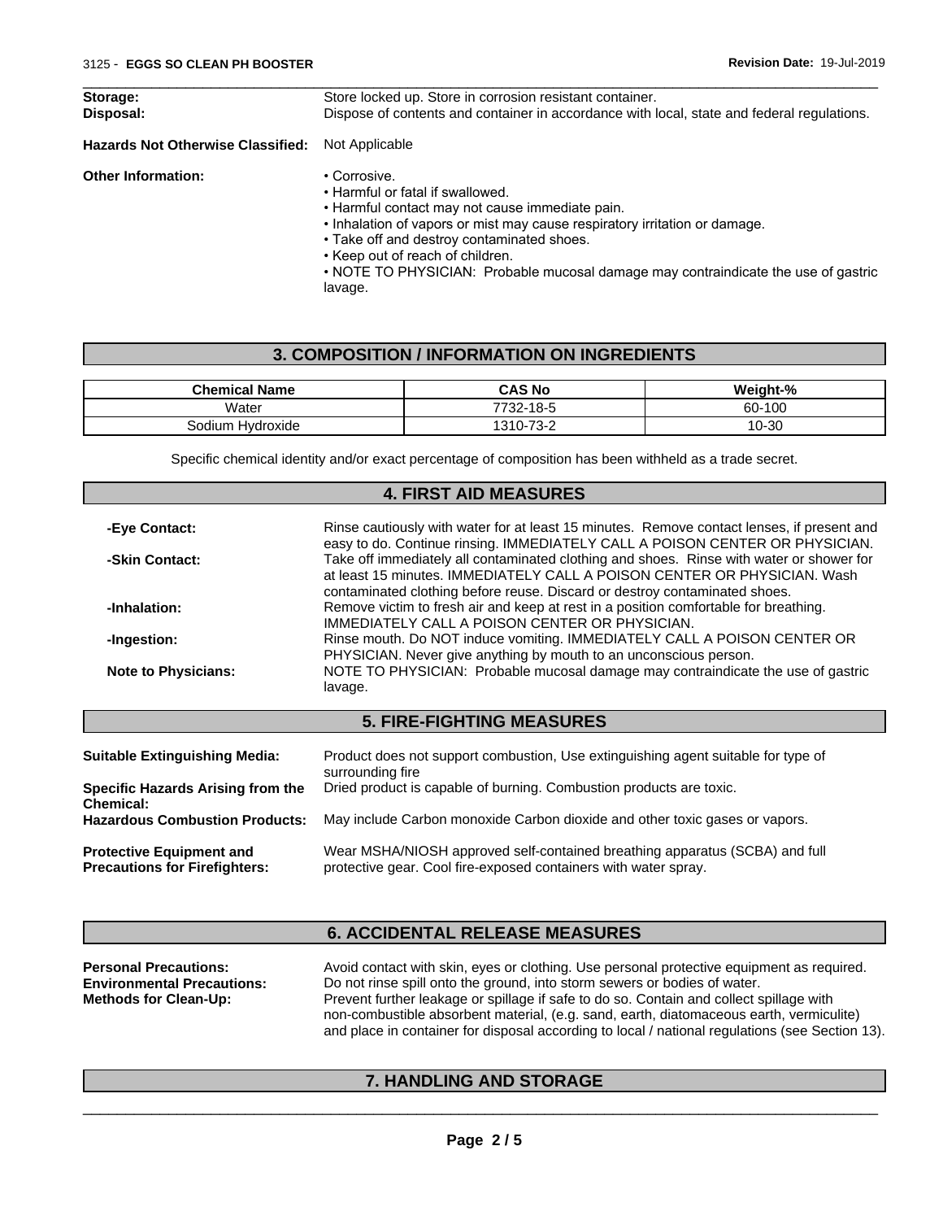**Storage:** Store locked up. Store in corrosion resistant container.

**Disposal:** Dispose of contents and container in accordance with local, state and federal regulations.

**Hazards Not Otherwise Classified:** Not Applicable

**Other Information:**

- Corrosive.
- Harmful or fatal if swallowed.
- Harmful contact may not cause immediate pain.
- Inhalation of vapors or mist may cause respiratory irritation or damage.
- Take off and destroy contaminated shoes.
- Keep out of reach of children.
- NOTE TO PHYSICIAN: Probable mucosal damage may contraindicate the use of gastric lavage.

## 3. COMPOSITION / INFORMATION ON INGREDIENTS

| Chemical Name | CAS No | Weight-% |
|---|---|---|
| Water | 7732-18-5 | 60-100 |
| Sodium Hydroxide | 1310-73-2 | 10-30 |

Specific chemical identity and/or exact percentage of composition has been withheld as a trade secret.

## 4. FIRST AID MEASURES

**-Eye Contact:** Rinse cautiously with water for at least 15 minutes. Remove contact lenses, if present and easy to do. Continue rinsing. IMMEDIATELY CALL A POISON CENTER OR PHYSICIAN.

**-Skin Contact:** Take off immediately all contaminated clothing and shoes. Rinse with water or shower for at least 15 minutes. IMMEDIATELY CALL A POISON CENTER OR PHYSICIAN. Wash contaminated clothing before reuse. Discard or destroy contaminated shoes.

**-Inhalation:** Remove victim to fresh air and keep at rest in a position comfortable for breathing. IMMEDIATELY CALL A POISON CENTER OR PHYSICIAN.

**-Ingestion:** Rinse mouth. Do NOT induce vomiting. IMMEDIATELY CALL A POISON CENTER OR PHYSICIAN. Never give anything by mouth to an unconscious person.

**Note to Physicians:** NOTE TO PHYSICIAN: Probable mucosal damage may contraindicate the use of gastric lavage.

## 5. FIRE-FIGHTING MEASURES

**Suitable Extinguishing Media:** Product does not support combustion, Use extinguishing agent suitable for type of surrounding fire

**Specific Hazards Arising from the Chemical:** Dried product is capable of burning. Combustion products are toxic.

**Hazardous Combustion Products:** May include Carbon monoxide Carbon dioxide and other toxic gases or vapors.

**Protective Equipment and Precautions for Firefighters:** Wear MSHA/NIOSH approved self-contained breathing apparatus (SCBA) and full protective gear. Cool fire-exposed containers with water spray.

## 6. ACCIDENTAL RELEASE MEASURES

**Personal Precautions:** Avoid contact with skin, eyes or clothing. Use personal protective equipment as required.

**Environmental Precautions:** Do not rinse spill onto the ground, into storm sewers or bodies of water.

**Methods for Clean-Up:** Prevent further leakage or spillage if safe to do so. Contain and collect spillage with non-combustible absorbent material, (e.g. sand, earth, diatomaceous earth, vermiculite) and place in container for disposal according to local / national regulations (see Section 13).

## 7. HANDLING AND STORAGE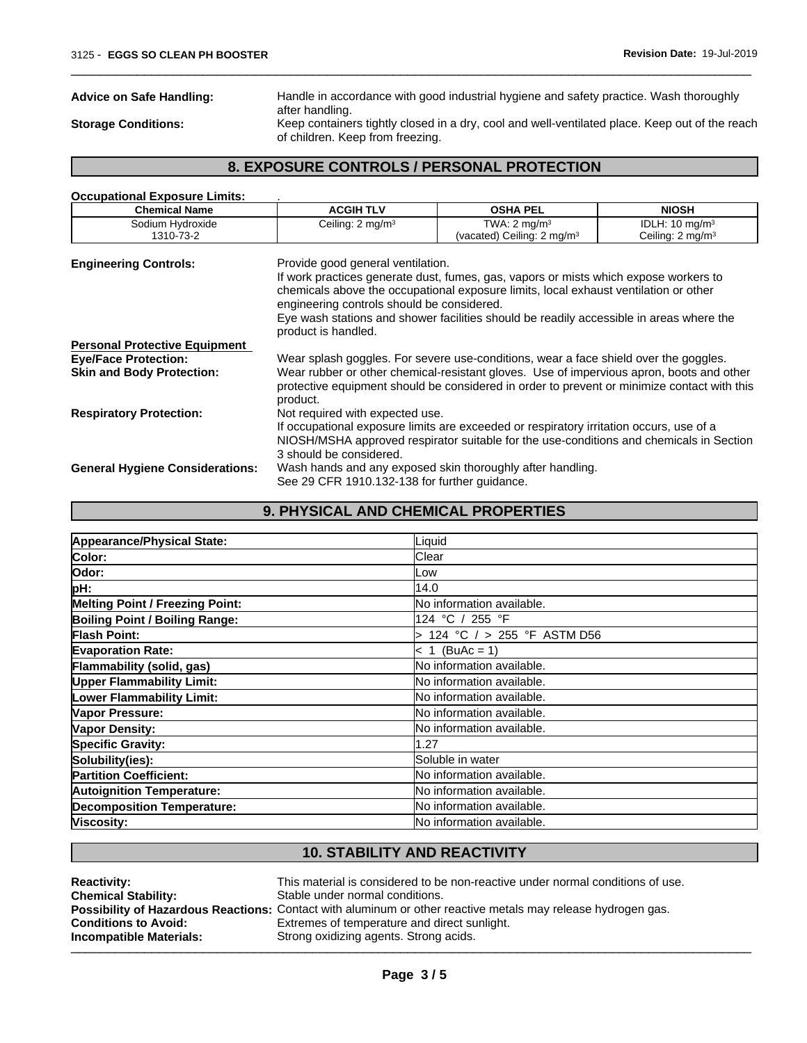**Advice on Safe Handling:** Handle in accordance with good industrial hygiene and safety practice. Wash thoroughly after handling.

**Storage Conditions:** Keep containers tightly closed in a dry, cool and well-ventilated place. Keep out of the reach of children. Keep from freezing.

## 8. EXPOSURE CONTROLS / PERSONAL PROTECTION

**Occupational Exposure Limits:** .

| Chemical Name | ACGIH TLV | OSHA PEL | NIOSH |
|---|---|---|---|
| Sodium Hydroxide<br>1310-73-2 | Ceiling: 2 mg/m³ | TWA: 2 mg/m³<br>(vacated) Ceiling: 2 mg/m³ | IDLH: 10 mg/m³<br>Ceiling: 2 mg/m³ |

**Engineering Controls:** Provide good general ventilation.
If work practices generate dust, fumes, gas, vapors or mists which expose workers to chemicals above the occupational exposure limits, local exhaust ventilation or other engineering controls should be considered.
Eye wash stations and shower facilities should be readily accessible in areas where the product is handled.

**Personal Protective Equipment**

**Eye/Face Protection:** Wear splash goggles. For severe use-conditions, wear a face shield over the goggles.

**Skin and Body Protection:** Wear rubber or other chemical-resistant gloves. Use of impervious apron, boots and other protective equipment should be considered in order to prevent or minimize contact with this product.

**Respiratory Protection:** Not required with expected use.
If occupational exposure limits are exceeded or respiratory irritation occurs, use of a NIOSH/MSHA approved respirator suitable for the use-conditions and chemicals in Section 3 should be considered.

**General Hygiene Considerations:** Wash hands and any exposed skin thoroughly after handling.
See 29 CFR 1910.132-138 for further guidance.

## 9. PHYSICAL AND CHEMICAL PROPERTIES

| Property | Value |
|---|---|
| **Appearance/Physical State:** | Liquid |
| **Color:** | Clear |
| **Odor:** | Low |
| **pH:** | 14.0 |
| **Melting Point / Freezing Point:** | No information available. |
| **Boiling Point / Boiling Range:** | 124 °C / 255 °F |
| **Flash Point:** | > 124 °C / > 255 °F ASTM D56 |
| **Evaporation Rate:** | < 1 (BuAc = 1) |
| **Flammability (solid, gas)** | No information available. |
| **Upper Flammability Limit:** | No information available. |
| **Lower Flammability Limit:** | No information available. |
| **Vapor Pressure:** | No information available. |
| **Vapor Density:** | No information available. |
| **Specific Gravity:** | 1.27 |
| **Solubility(ies):** | Soluble in water |
| **Partition Coefficient:** | No information available. |
| **Autoignition Temperature:** | No information available. |
| **Decomposition Temperature:** | No information available. |
| **Viscosity:** | No information available. |

## 10. STABILITY AND REACTIVITY

**Reactivity:** This material is considered to be non-reactive under normal conditions of use.

**Chemical Stability:** Stable under normal conditions.

**Possibility of Hazardous Reactions:** Contact with aluminum or other reactive metals may release hydrogen gas.

**Conditions to Avoid:** Extremes of temperature and direct sunlight.

**Incompatible Materials:** Strong oxidizing agents. Strong acids.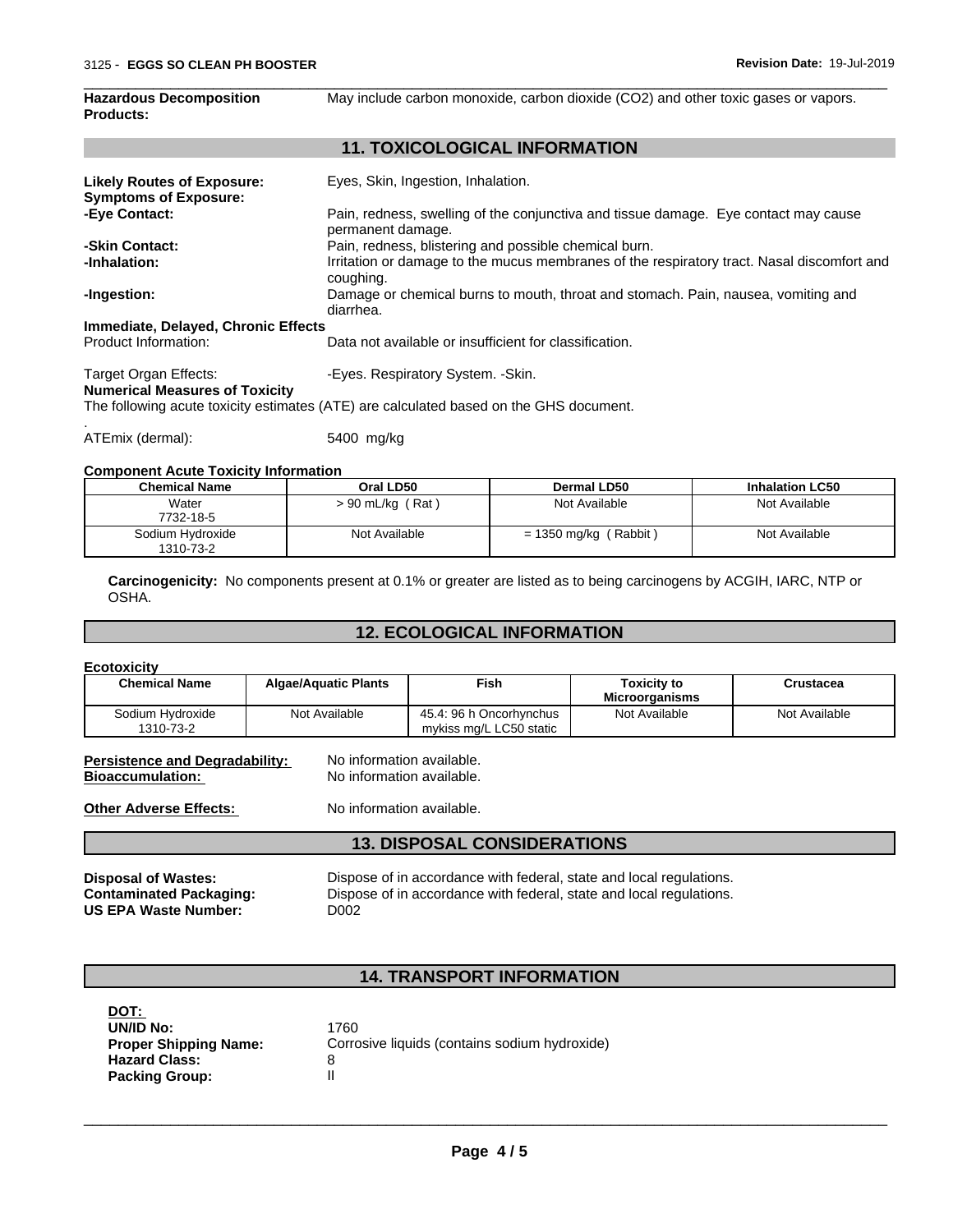**Hazardous Decomposition Products:** May include carbon monoxide, carbon dioxide (CO2) and other toxic gases or vapors.

## 11. TOXICOLOGICAL INFORMATION

**Likely Routes of Exposure:** Eyes, Skin, Ingestion, Inhalation.

**Symptoms of Exposure:**

**-Eye Contact:** Pain, redness, swelling of the conjunctiva and tissue damage. Eye contact may cause permanent damage.

**-Skin Contact:** Pain, redness, blistering and possible chemical burn.

**-Inhalation:** Irritation or damage to the mucus membranes of the respiratory tract. Nasal discomfort and coughing.

**-Ingestion:** Damage or chemical burns to mouth, throat and stomach. Pain, nausea, vomiting and diarrhea.

**Immediate, Delayed, Chronic Effects**

Product Information: Data not available or insufficient for classification.

Target Organ Effects: -Eyes. Respiratory System. -Skin.

**Numerical Measures of Toxicity**

The following acute toxicity estimates (ATE) are calculated based on the GHS document.

.

ATEmix (dermal): 5400 mg/kg

**Component Acute Toxicity Information**

| Chemical Name | Oral LD50 | Dermal LD50 | Inhalation LC50 |
|---|---|---|---|
| Water<br>7732-18-5 | > 90 mL/kg ( Rat ) | Not Available | Not Available |
| Sodium Hydroxide<br>1310-73-2 | Not Available | = 1350 mg/kg ( Rabbit ) | Not Available |

**Carcinogenicity:** No components present at 0.1% or greater are listed as to being carcinogens by ACGIH, IARC, NTP or OSHA.

## 12. ECOLOGICAL INFORMATION

**Ecotoxicity**

| Chemical Name | Algae/Aquatic Plants | Fish | Toxicity to Microorganisms | Crustacea |
|---|---|---|---|---|
| Sodium Hydroxide<br>1310-73-2 | Not Available | 45.4: 96 h Oncorhynchus mykiss mg/L LC50 static | Not Available | Not Available |

**Persistence and Degradability:** No information available.

**Bioaccumulation:** No information available.

**Other Adverse Effects:** No information available.

## 13. DISPOSAL CONSIDERATIONS

**Disposal of Wastes:** Dispose of in accordance with federal, state and local regulations.

**Contaminated Packaging:** Dispose of in accordance with federal, state and local regulations.

**US EPA Waste Number:** D002

## 14. TRANSPORT INFORMATION

**DOT:**

**UN/ID No:** 1760

**Proper Shipping Name:** Corrosive liquids (contains sodium hydroxide)

**Hazard Class:** 8

**Packing Group:** II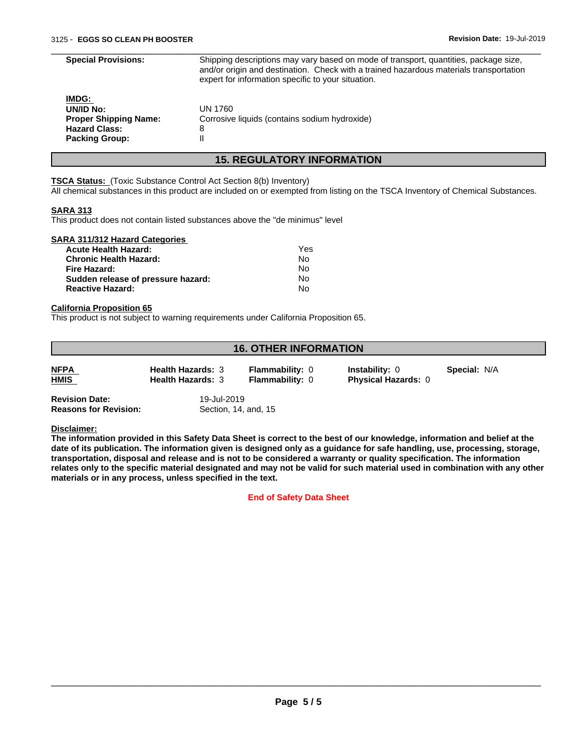| | |
|---|---|
| **Special Provisions:** | Shipping descriptions may vary based on mode of transport, quantities, package size, and/or origin and destination. Check with a trained hazardous materials transportation expert for information specific to your situation. |

**IMDG:**

| | |
|---|---|
| **UN/ID No:** | UN 1760 |
| **Proper Shipping Name:** | Corrosive liquids (contains sodium hydroxide) |
| **Hazard Class:** | 8 |
| **Packing Group:** | II |

## 15. REGULATORY INFORMATION

**TSCA Status:** (Toxic Substance Control Act Section 8(b) Inventory)
All chemical substances in this product are included on or exempted from listing on the TSCA Inventory of Chemical Substances.

**SARA 313**
This product does not contain listed substances above the "de minimus" level

**SARA 311/312 Hazard Categories**

| | |
|---|---|
| **Acute Health Hazard:** | Yes |
| **Chronic Health Hazard:** | No |
| **Fire Hazard:** | No |
| **Sudden release of pressure hazard:** | No |
| **Reactive Hazard:** | No |

**California Proposition 65**
This product is not subject to warning requirements under California Proposition 65.

## 16. OTHER INFORMATION

| | | | | |
|---|---|---|---|---|
| **NFPA** | **Health Hazards:** 3 | **Flammability:** 0 | **Instability:** 0 | **Special:** N/A |
| **HMIS** | **Health Hazards:** 3 | **Flammability:** 0 | **Physical Hazards:** 0 | |

| | |
|---|---|
| **Revision Date:** | 19-Jul-2019 |
| **Reasons for Revision:** | Section, 14, and, 15 |

**Disclaimer:**
**The information provided in this Safety Data Sheet is correct to the best of our knowledge, information and belief at the date of its publication. The information given is designed only as a guidance for safe handling, use, processing, storage, transportation, disposal and release and is not to be considered a warranty or quality specification. The information relates only to the specific material designated and may not be valid for such material used in combination with any other materials or in any process, unless specified in the text.**

**End of Safety Data Sheet**